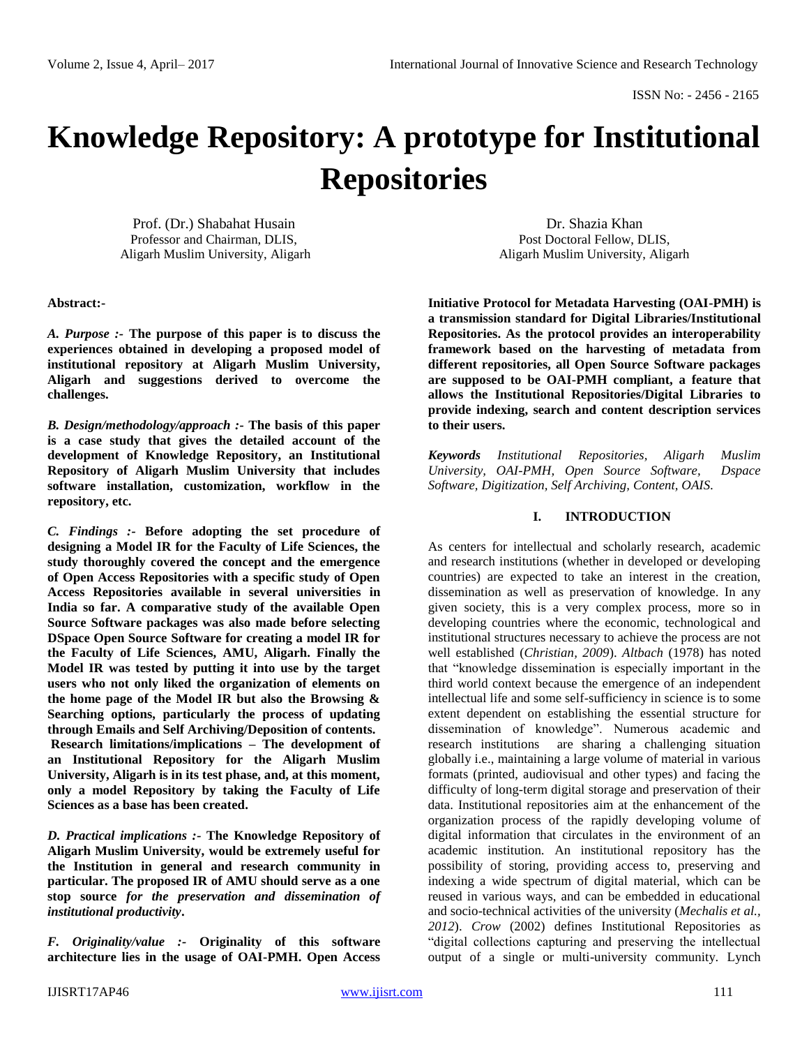# Knowledge Repository: A prototype for Institutional Repositories

Prof. (Dr.) Shabahat Husain
Professor and Chairman, DLIS,
Aligarh Muslim University, Aligarh

Dr. Shazia Khan
Post Doctoral Fellow, DLIS,
Aligarh Muslim University, Aligarh

**Abstract:-**

***A. Purpose :-*** **The purpose of this paper is to discuss the experiences obtained in developing a proposed model of institutional repository at Aligarh Muslim University, Aligarh and suggestions derived to overcome the challenges.**

***B. Design/methodology/approach :-*** **The basis of this paper is a case study that gives the detailed account of the development of Knowledge Repository, an Institutional Repository of Aligarh Muslim University that includes software installation, customization, workflow in the repository, etc.**

***C. Findings :-*** **Before adopting the set procedure of designing a Model IR for the Faculty of Life Sciences, the study thoroughly covered the concept and the emergence of Open Access Repositories with a specific study of Open Access Repositories available in several universities in India so far. A comparative study of the available Open Source Software packages was also made before selecting DSpace Open Source Software for creating a model IR for the Faculty of Life Sciences, AMU, Aligarh. Finally the Model IR was tested by putting it into use by the target users who not only liked the organization of elements on the home page of the Model IR but also the Browsing & Searching options, particularly the process of updating through Emails and Self Archiving/Deposition of contents.**
**Research limitations/implications – The development of an Institutional Repository for the Aligarh Muslim University, Aligarh is in its test phase, and, at this moment, only a model Repository by taking the Faculty of Life Sciences as a base has been created.**

***D. Practical implications :-*** **The Knowledge Repository of Aligarh Muslim University, would be extremely useful for the Institution in general and research community in particular. The proposed IR of AMU should serve as a one stop source *for the preservation and dissemination of institutional productivity*.**

***F. Originality/value :-*** **Originality of this software architecture lies in the usage of OAI-PMH. Open Access Initiative Protocol for Metadata Harvesting (OAI-PMH) is a transmission standard for Digital Libraries/Institutional Repositories. As the protocol provides an interoperability framework based on the harvesting of metadata from different repositories, all Open Source Software packages are supposed to be OAI-PMH compliant, a feature that allows the Institutional Repositories/Digital Libraries to provide indexing, search and content description services to their users.**

***Keywords*** *Institutional Repositories, Aligarh Muslim University, OAI-PMH, Open Source Software, Dspace Software, Digitization, Self Archiving, Content, OAIS.*

## I. INTRODUCTION

As centers for intellectual and scholarly research, academic and research institutions (whether in developed or developing countries) are expected to take an interest in the creation, dissemination as well as preservation of knowledge. In any given society, this is a very complex process, more so in developing countries where the economic, technological and institutional structures necessary to achieve the process are not well established (*Christian, 2009*). *Altbach* (1978) has noted that "knowledge dissemination is especially important in the third world context because the emergence of an independent intellectual life and some self-sufficiency in science is to some extent dependent on establishing the essential structure for dissemination of knowledge". Numerous academic and research institutions are sharing a challenging situation globally i.e., maintaining a large volume of material in various formats (printed, audiovisual and other types) and facing the difficulty of long-term digital storage and preservation of their data. Institutional repositories aim at the enhancement of the organization process of the rapidly developing volume of digital information that circulates in the environment of an academic institution. An institutional repository has the possibility of storing, providing access to, preserving and indexing a wide spectrum of digital material, which can be reused in various ways, and can be embedded in educational and socio-technical activities of the university (*Mechalis et al., 2012*). *Crow* (2002) defines Institutional Repositories as "digital collections capturing and preserving the intellectual output of a single or multi-university community. Lynch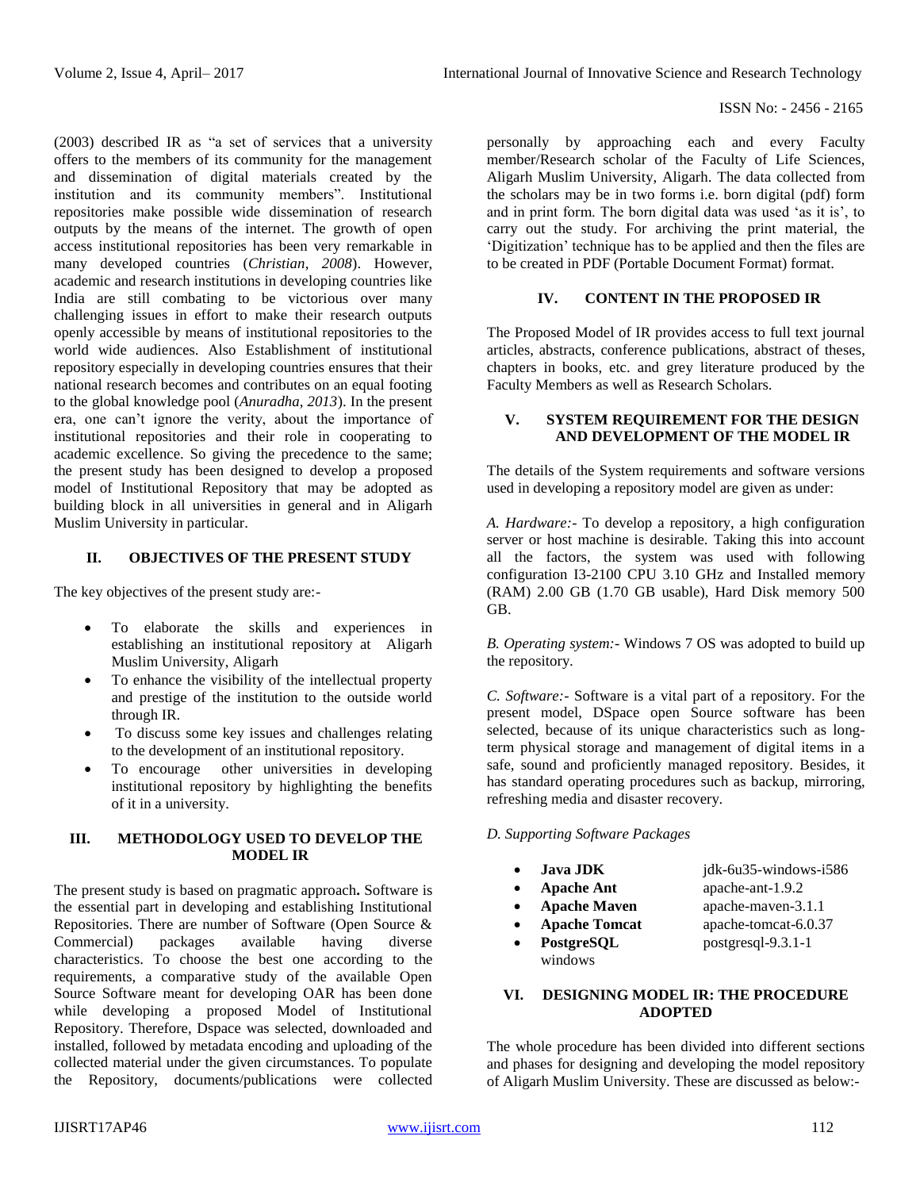(2003) described IR as "a set of services that a university offers to the members of its community for the management and dissemination of digital materials created by the institution and its community members". Institutional repositories make possible wide dissemination of research outputs by the means of the internet. The growth of open access institutional repositories has been very remarkable in many developed countries (*Christian, 2008*). However, academic and research institutions in developing countries like India are still combating to be victorious over many challenging issues in effort to make their research outputs openly accessible by means of institutional repositories to the world wide audiences. Also Establishment of institutional repository especially in developing countries ensures that their national research becomes and contributes on an equal footing to the global knowledge pool (*Anuradha, 2013*). In the present era, one can't ignore the verity, about the importance of institutional repositories and their role in cooperating to academic excellence. So giving the precedence to the same; the present study has been designed to develop a proposed model of Institutional Repository that may be adopted as building block in all universities in general and in Aligarh Muslim University in particular.

## II. OBJECTIVES OF THE PRESENT STUDY

The key objectives of the present study are:-

- To elaborate the skills and experiences in establishing an institutional repository at Aligarh Muslim University, Aligarh
- To enhance the visibility of the intellectual property and prestige of the institution to the outside world through IR.
- To discuss some key issues and challenges relating to the development of an institutional repository.
- To encourage other universities in developing institutional repository by highlighting the benefits of it in a university.

## III. METHODOLOGY USED TO DEVELOP THE MODEL IR

The present study is based on pragmatic approach**.** Software is the essential part in developing and establishing Institutional Repositories. There are number of Software (Open Source & Commercial) packages available having diverse characteristics. To choose the best one according to the requirements, a comparative study of the available Open Source Software meant for developing OAR has been done while developing a proposed Model of Institutional Repository. Therefore, Dspace was selected, downloaded and installed, followed by metadata encoding and uploading of the collected material under the given circumstances. To populate the Repository, documents/publications were collected personally by approaching each and every Faculty member/Research scholar of the Faculty of Life Sciences, Aligarh Muslim University, Aligarh. The data collected from the scholars may be in two forms i.e. born digital (pdf) form and in print form. The born digital data was used 'as it is', to carry out the study. For archiving the print material, the 'Digitization' technique has to be applied and then the files are to be created in PDF (Portable Document Format) format.

## IV. CONTENT IN THE PROPOSED IR

The Proposed Model of IR provides access to full text journal articles, abstracts, conference publications, abstract of theses, chapters in books, etc. and grey literature produced by the Faculty Members as well as Research Scholars.

## V. SYSTEM REQUIREMENT FOR THE DESIGN AND DEVELOPMENT OF THE MODEL IR

The details of the System requirements and software versions used in developing a repository model are given as under:

*A. Hardware:-* To develop a repository, a high configuration server or host machine is desirable. Taking this into account all the factors, the system was used with following configuration I3-2100 CPU 3.10 GHz and Installed memory (RAM) 2.00 GB (1.70 GB usable), Hard Disk memory 500 GB.

*B. Operating system:-* Windows 7 OS was adopted to build up the repository.

*C. Software:-* Software is a vital part of a repository. For the present model, DSpace open Source software has been selected, because of its unique characteristics such as long-term physical storage and management of digital items in a safe, sound and proficiently managed repository. Besides, it has standard operating procedures such as backup, mirroring, refreshing media and disaster recovery.

*D. Supporting Software Packages*

- **Java JDK** jdk-6u35-windows-i586
- **Apache Ant** apache-ant-1.9.2
- **Apache Maven** apache-maven-3.1.1
- **Apache Tomcat** apache-tomcat-6.0.37
- **PostgreSQL** postgresql-9.3.1-1 windows

## VI. DESIGNING MODEL IR: THE PROCEDURE ADOPTED

The whole procedure has been divided into different sections and phases for designing and developing the model repository of Aligarh Muslim University. These are discussed as below:-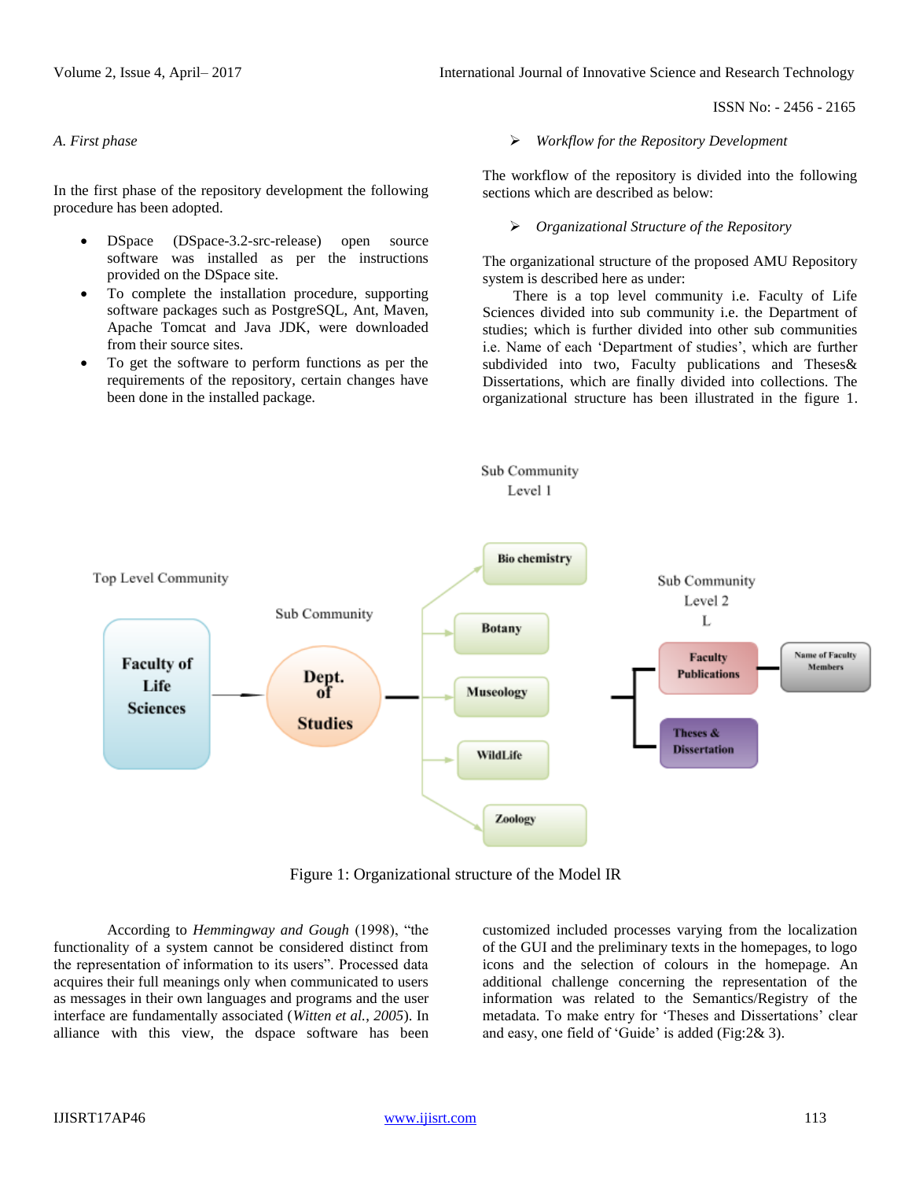### A. First phase

In the first phase of the repository development the following procedure has been adopted.

- DSpace (DSpace-3.2-src-release) open source software was installed as per the instructions provided on the DSpace site.
- To complete the installation procedure, supporting software packages such as PostgreSQL, Ant, Maven, Apache Tomcat and Java JDK, were downloaded from their source sites.
- To get the software to perform functions as per the requirements of the repository, certain changes have been done in the installed package.

➢ *Workflow for the Repository Development*

The workflow of the repository is divided into the following sections which are described as below:

➢ *Organizational Structure of the Repository*

The organizational structure of the proposed AMU Repository system is described here as under:

There is a top level community i.e. Faculty of Life Sciences divided into sub community i.e. the Department of studies; which is further divided into other sub communities i.e. Name of each 'Department of studies', which are further subdivided into two, Faculty publications and Theses& Dissertations, which are finally divided into collections. The organizational structure has been illustrated in the figure 1.

Figure 1: Organizational structure of the Model IR

According to *Hemmingway and Gough* (1998), "the functionality of a system cannot be considered distinct from the representation of information to its users". Processed data acquires their full meanings only when communicated to users as messages in their own languages and programs and the user interface are fundamentally associated (*Witten et al., 2005*). In alliance with this view, the dspace software has been customized included processes varying from the localization of the GUI and the preliminary texts in the homepages, to logo icons and the selection of colours in the homepage. An additional challenge concerning the representation of the information was related to the Semantics/Registry of the metadata. To make entry for 'Theses and Dissertations' clear and easy, one field of 'Guide' is added (Fig:2& 3).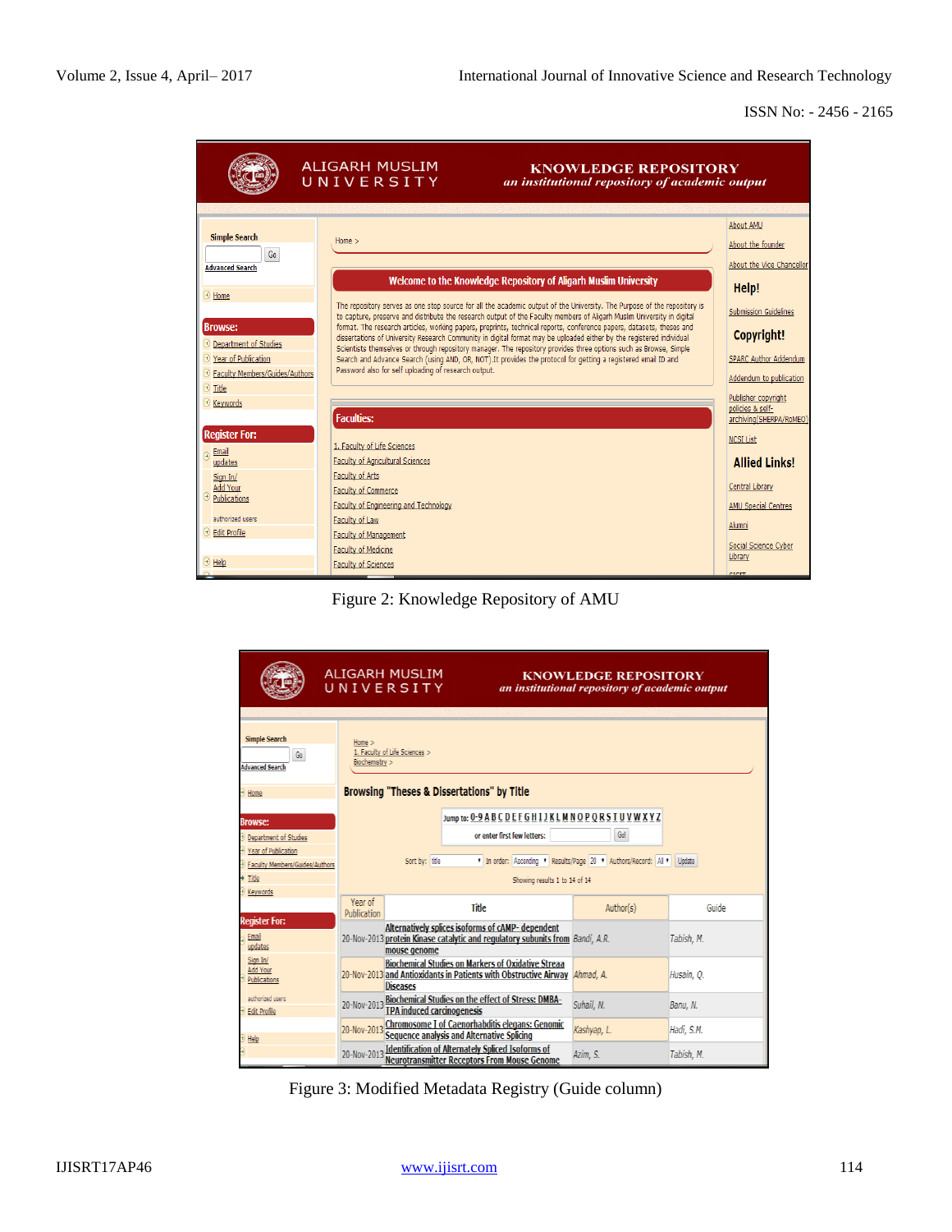Figure 2: Knowledge Repository of AMU

Figure 3: Modified Metadata Registry (Guide column)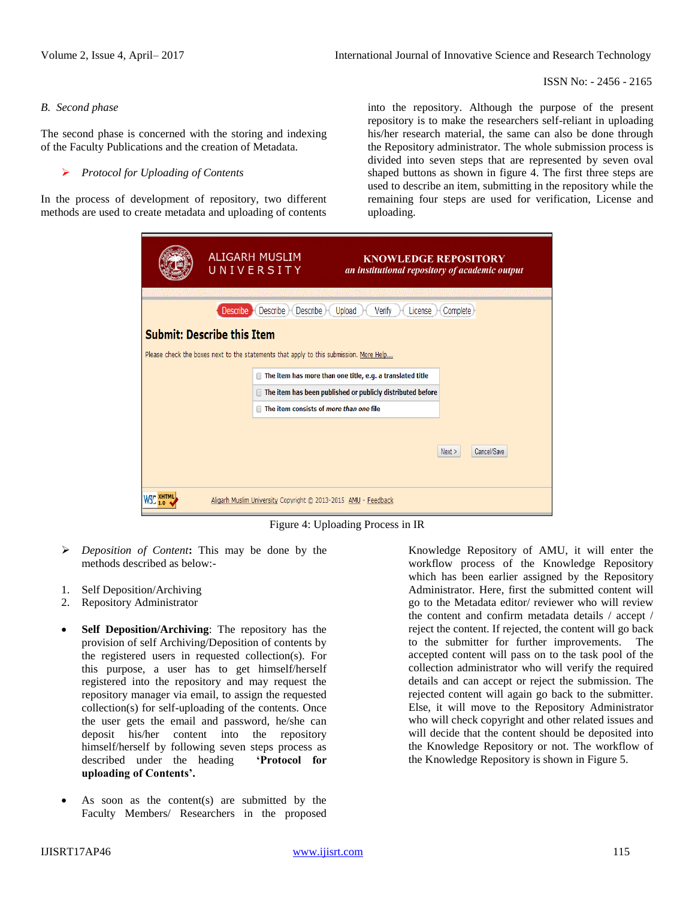### B. Second phase

The second phase is concerned with the storing and indexing of the Faculty Publications and the creation of Metadata.

- *Protocol for Uploading of Contents*

In the process of development of repository, two different methods are used to create metadata and uploading of contents into the repository. Although the purpose of the present repository is to make the researchers self-reliant in uploading his/her research material, the same can also be done through the Repository administrator. The whole submission process is divided into seven steps that are represented by seven oval shaped buttons as shown in figure 4. The first three steps are used to describe an item, submitting in the repository while the remaining four steps are used for verification, License and uploading.

Figure 4: Uploading Process in IR

- *Deposition of Content***:** This may be done by the methods described as below:-

1. Self Deposition/Archiving
2. Repository Administrator

- **Self Deposition/Archiving**: The repository has the provision of self Archiving/Deposition of contents by the registered users in requested collection(s). For this purpose, a user has to get himself/herself registered into the repository and may request the repository manager via email, to assign the requested collection(s) for self-uploading of the contents. Once the user gets the email and password, he/she can deposit his/her content into the repository himself/herself by following seven steps process as described under the heading **'Protocol for uploading of Contents'.**

- As soon as the content(s) are submitted by the Faculty Members/ Researchers in the proposed Knowledge Repository of AMU, it will enter the workflow process of the Knowledge Repository which has been earlier assigned by the Repository Administrator. Here, first the submitted content will go to the Metadata editor/ reviewer who will review the content and confirm metadata details / accept / reject the content. If rejected, the content will go back to the submitter for further improvements. The accepted content will pass on to the task pool of the collection administrator who will verify the required details and can accept or reject the submission. The rejected content will again go back to the submitter. Else, it will move to the Repository Administrator who will check copyright and other related issues and will decide that the content should be deposited into the Knowledge Repository or not. The workflow of the Knowledge Repository is shown in Figure 5.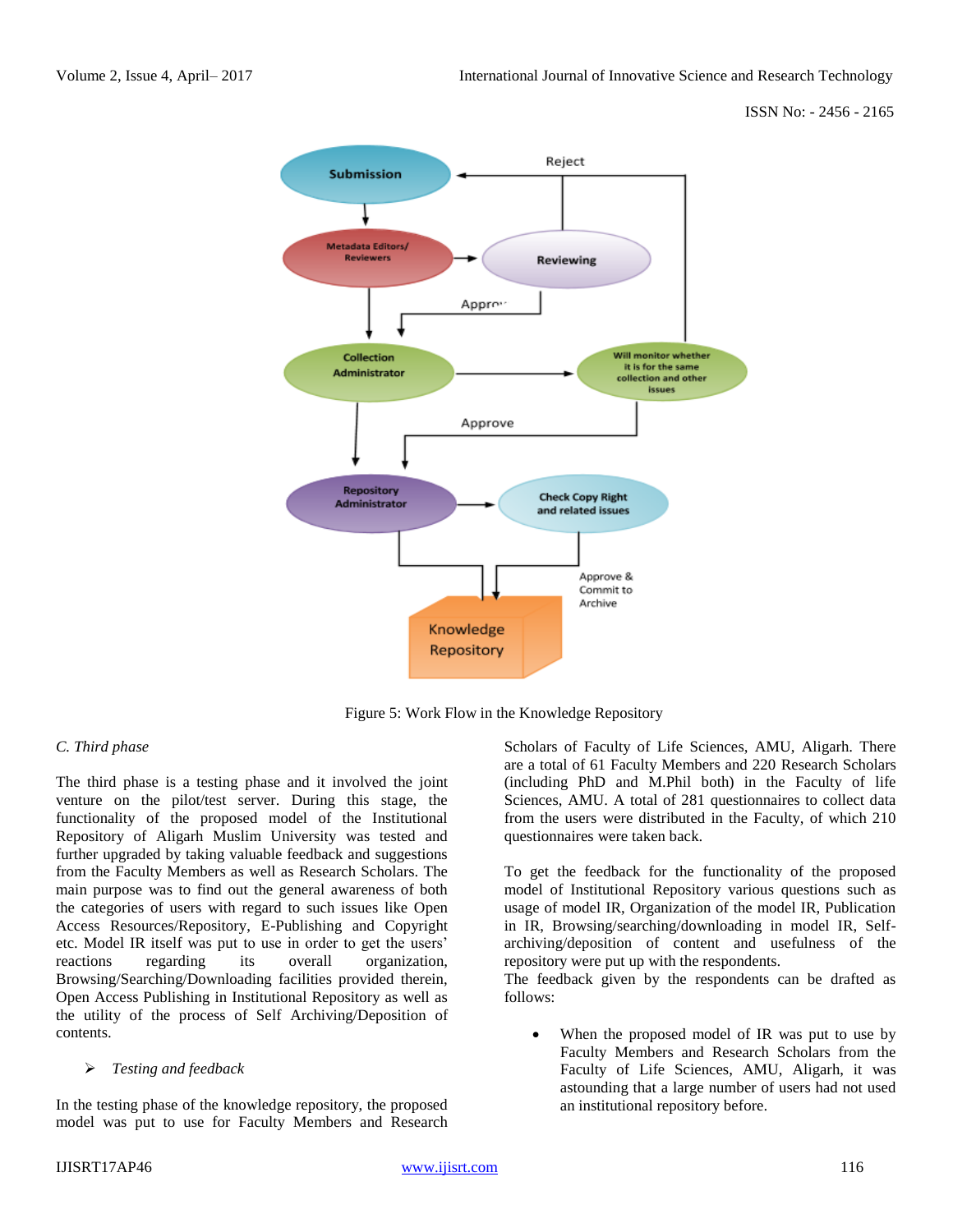Figure 5: Work Flow in the Knowledge Repository

*C. Third phase*

The third phase is a testing phase and it involved the joint venture on the pilot/test server. During this stage, the functionality of the proposed model of the Institutional Repository of Aligarh Muslim University was tested and further upgraded by taking valuable feedback and suggestions from the Faculty Members as well as Research Scholars. The main purpose was to find out the general awareness of both the categories of users with regard to such issues like Open Access Resources/Repository, E-Publishing and Copyright etc. Model IR itself was put to use in order to get the users' reactions regarding its overall organization, Browsing/Searching/Downloading facilities provided therein, Open Access Publishing in Institutional Repository as well as the utility of the process of Self Archiving/Deposition of contents.

➢ *Testing and feedback*

In the testing phase of the knowledge repository, the proposed model was put to use for Faculty Members and Research Scholars of Faculty of Life Sciences, AMU, Aligarh. There are a total of 61 Faculty Members and 220 Research Scholars (including PhD and M.Phil both) in the Faculty of life Sciences, AMU. A total of 281 questionnaires to collect data from the users were distributed in the Faculty, of which 210 questionnaires were taken back.

To get the feedback for the functionality of the proposed model of Institutional Repository various questions such as usage of model IR, Organization of the model IR, Publication in IR, Browsing/searching/downloading facilities in model IR, Self-archiving/deposition of content and usefulness of the repository were put up with the respondents.
The feedback given by the respondents can be drafted as follows:

- When the proposed model of IR was put to use by Faculty Members and Research Scholars from the Faculty of Life Sciences, AMU, Aligarh, it was astounding that a large number of users had not used an institutional repository before.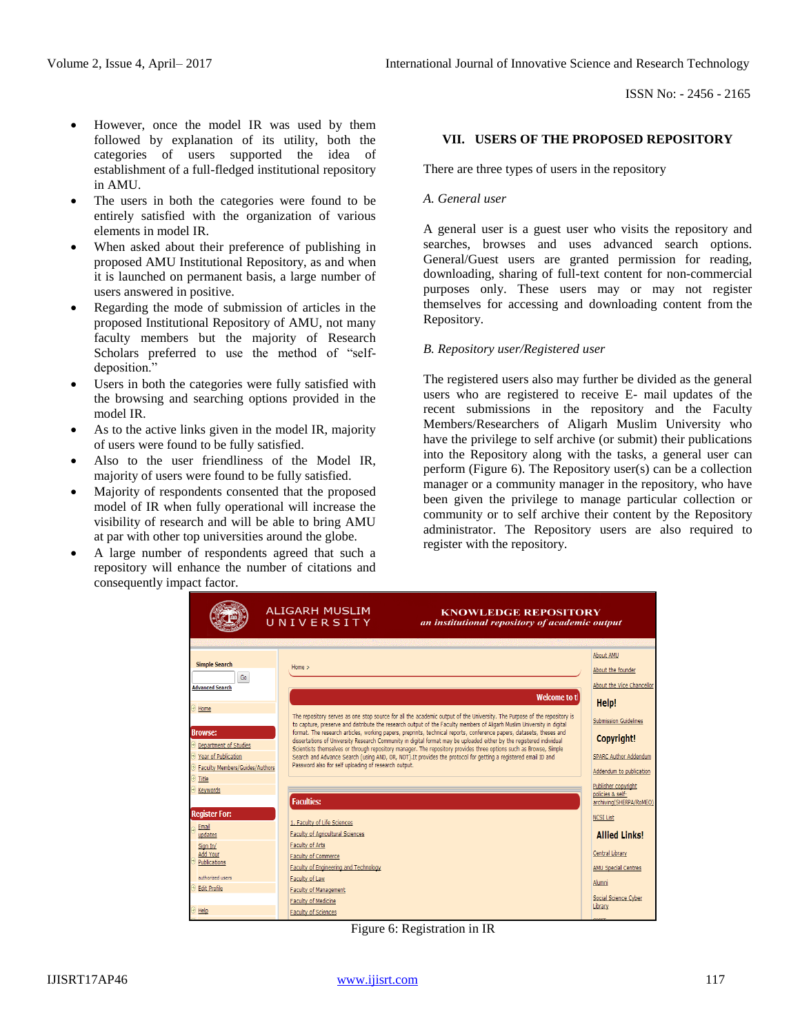- However, once the model IR was used by them followed by explanation of its utility, both the categories of users supported the idea of establishment of a full-fledged institutional repository in AMU.
- The users in both the categories were found to be entirely satisfied with the organization of various elements in model IR.
- When asked about their preference of publishing in proposed AMU Institutional Repository, as and when it is launched on permanent basis, a large number of users answered in positive.
- Regarding the mode of submission of articles in the proposed Institutional Repository of AMU, not many faculty members but the majority of Research Scholars preferred to use the method of "self-deposition."
- Users in both the categories were fully satisfied with the browsing and searching options provided in the model IR.
- As to the active links given in the model IR, majority of users were found to be fully satisfied.
- Also to the user friendliness of the Model IR, majority of users were found to be fully satisfied.
- Majority of respondents consented that the proposed model of IR when fully operational will increase the visibility of research and will be able to bring AMU at par with other top universities around the globe.
- A large number of respondents agreed that such a repository will enhance the number of citations and consequently impact factor.

## VII. USERS OF THE PROPOSED REPOSITORY

There are three types of users in the repository

### *A. General user*

A general user is a guest user who visits the repository and searches, browses and uses advanced search options. General/Guest users are granted permission for reading, downloading, sharing of full-text content for non-commercial purposes only. These users may or may not register themselves for accessing and downloading content from the Repository.

### *B. Repository user/Registered user*

The registered users also may further be divided as the general users who are registered to receive E- mail updates of the recent submissions in the repository and the Faculty Members/Researchers of Aligarh Muslim University who have the privilege to self archive (or submit) their publications into the Repository along with the tasks, a general user can perform (Figure 6). The Repository user(s) can be a collection manager or a community manager in the repository, who have been given the privilege to manage particular collection or community or to self archive their content by the Repository administrator. The Repository users are also required to register with the repository.

Figure 6: Registration in IR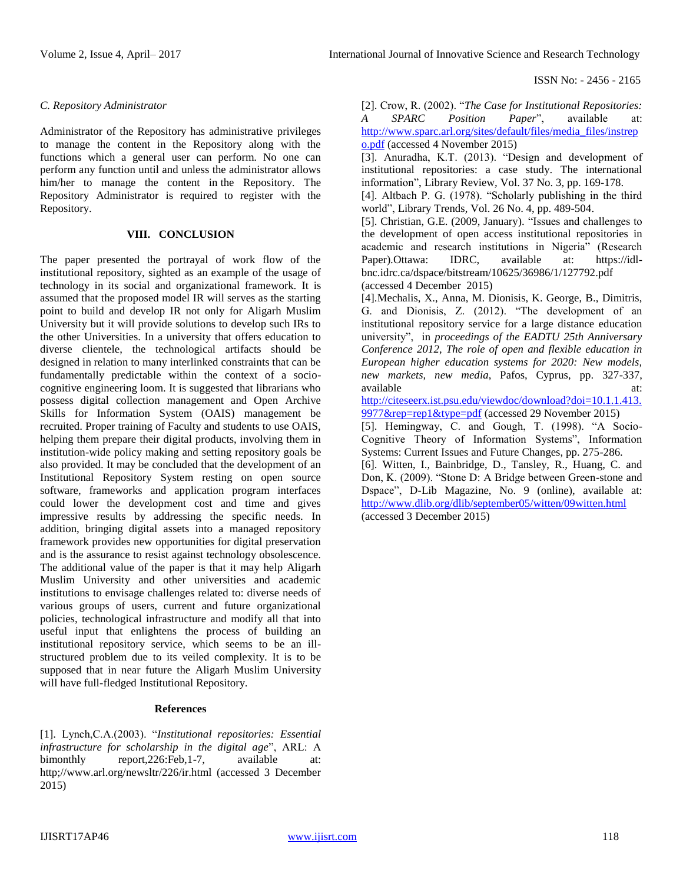### C. Repository Administrator

Administrator of the Repository has administrative privileges to manage the content in the Repository along with the functions which a general user can perform. No one can perform any function until and unless the administrator allows him/her to manage the content in the Repository. The Repository Administrator is required to register with the Repository.

## VIII. CONCLUSION

The paper presented the portrayal of work flow of the institutional repository, sighted as an example of the usage of technology in its social and organizational framework. It is assumed that the proposed model IR will serves as the starting point to build and develop IR not only for Aligarh Muslim University but it will provide solutions to develop such IRs to the other Universities. In a university that offers education to diverse clientele, the technological artifacts should be designed in relation to many interlinked constraints that can be fundamentally predictable within the context of a socio-cognitive engineering loom. It is suggested that librarians who possess digital collection management and Open Archive Skills for Information System (OAIS) management be recruited. Proper training of Faculty and students to use OAIS, helping them prepare their digital products, involving them in institution-wide policy making and setting repository goals be also provided. It may be concluded that the development of an Institutional Repository System resting on open source software, frameworks and application program interfaces could lower the development cost and time and gives impressive results by addressing the specific needs. In addition, bringing digital assets into a managed repository framework provides new opportunities for digital preservation and is the assurance to resist against technology obsolescence. The additional value of the paper is that it may help Aligarh Muslim University and other universities and academic institutions to envisage challenges related to: diverse needs of various groups of users, current and future organizational policies, technological infrastructure and modify all that into useful input that enlightens the process of building an institutional repository service, which seems to be an ill-structured problem due to its veiled complexity. It is to be supposed that in near future the Aligarh Muslim University will have full-fledged Institutional Repository.

## References

[1]. Lynch,C.A.(2003). "*Institutional repositories: Essential infrastructure for scholarship in the digital age*", ARL: A bimonthly report,226:Feb,1-7, available at: http;//www.arl.org/newsltr/226/ir.html (accessed 3 December 2015)

[2]. Crow, R. (2002). "*The Case for Institutional Repositories: A SPARC Position Paper*", available at: http://www.sparc.arl.org/sites/default/files/media_files/instrepo.pdf (accessed 4 November 2015)

[3]. Anuradha, K.T. (2013). "Design and development of institutional repositories: a case study. The international information", Library Review, Vol. 37 No. 3, pp. 169-178.

[4]. Altbach P. G. (1978). "Scholarly publishing in the third world", Library Trends, Vol. 26 No. 4, pp. 489-504.

[5]. Christian, G.E. (2009, January). "Issues and challenges to the development of open access institutional repositories in academic and research institutions in Nigeria" (Research Paper).Ottawa: IDRC, available at: https://idl-bnc.idrc.ca/dspace/bitstream/10625/36986/1/127792.pdf (accessed 4 December 2015)

[4].Mechalis, X., Anna, M. Dionisis, K. George, B., Dimitris, G. and Dionisis, Z. (2012). "The development of an institutional repository service for a large distance education university", in *proceedings of the EADTU 25th Anniversary Conference 2012, The role of open and flexible education in European higher education systems for 2020: New models, new markets, new media,* Pafos, Cyprus, pp. 327-337, available at: http://citeseerx.ist.psu.edu/viewdoc/download?doi=10.1.1.413.9977&rep=rep1&type=pdf (accessed 29 November 2015)

[5]. Hemingway, C. and Gough, T. (1998). "A Socio-Cognitive Theory of Information Systems", Information Systems: Current Issues and Future Changes, pp. 275-286.

[6]. Witten, I., Bainbridge, D., Tansley, R., Huang, C. and Don, K. (2009). "Stone D: A Bridge between Green-stone and Dspace", D-Lib Magazine, No. 9 (online), available at: http://www.dlib.org/dlib/september05/witten/09witten.html (accessed 3 December 2015)